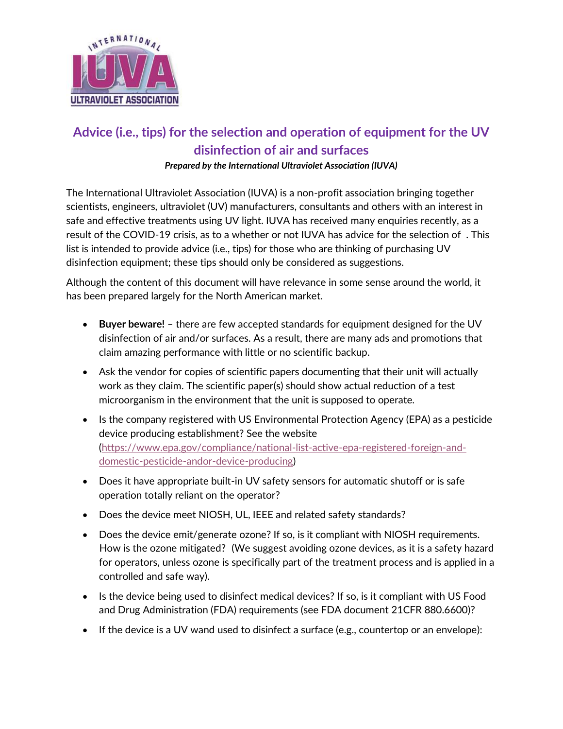# Advice (i.e., tips) for the selection and operation of equipment for the UV disinfection of air and surfaces

***Prepared by the International Ultraviolet Association (IUVA)***

The International Ultraviolet Association (IUVA) is a non-profit association bringing together scientists, engineers, ultraviolet (UV) manufacturers, consultants and others with an interest in safe and effective treatments using UV light. IUVA has received many enquiries recently, as a result of the COVID-19 crisis, as to a whether or not IUVA has advice for the selection of . This list is intended to provide advice (i.e., tips) for those who are thinking of purchasing UV disinfection equipment; these tips should only be considered as suggestions.

Although the content of this document will have relevance in some sense around the world, it has been prepared largely for the North American market.

- **Buyer beware!** – there are few accepted standards for equipment designed for the UV disinfection of air and/or surfaces. As a result, there are many ads and promotions that claim amazing performance with little or no scientific backup.
- Ask the vendor for copies of scientific papers documenting that their unit will actually work as they claim. The scientific paper(s) should show actual reduction of a test microorganism in the environment that the unit is supposed to operate.
- Is the company registered with US Environmental Protection Agency (EPA) as a pesticide device producing establishment? See the website ([https://www.epa.gov/compliance/national-list-active-epa-registered-foreign-and-domestic-pesticide-andor-device-producing](https://www.epa.gov/compliance/national-list-active-epa-registered-foreign-and-domestic-pesticide-andor-device-producing))
- Does it have appropriate built-in UV safety sensors for automatic shutoff or is safe operation totally reliant on the operator?
- Does the device meet NIOSH, UL, IEEE and related safety standards?
- Does the device emit/generate ozone? If so, is it compliant with NIOSH requirements. How is the ozone mitigated? (We suggest avoiding ozone devices, as it is a safety hazard for operators, unless ozone is specifically part of the treatment process and is applied in a controlled and safe way).
- Is the device being used to disinfect medical devices? If so, is it compliant with US Food and Drug Administration (FDA) requirements (see FDA document 21CFR 880.6600)?
- If the device is a UV wand used to disinfect a surface (e.g., countertop or an envelope):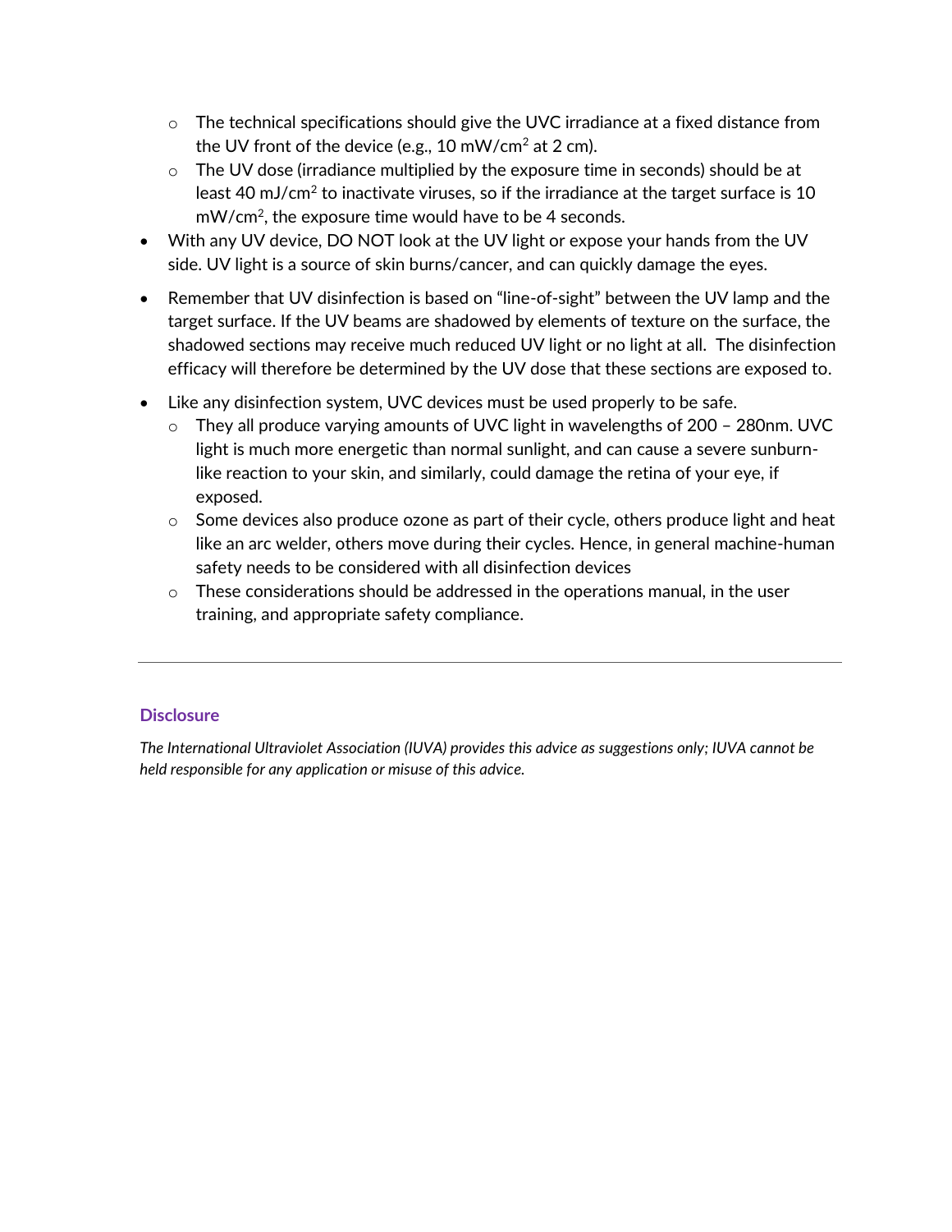- The technical specifications should give the UVC irradiance at a fixed distance from the UV front of the device (e.g., 10 $mW/cm^2$ at 2 cm).
    - The UV dose (irradiance multiplied by the exposure time in seconds) should be at least 40 $mJ/cm^2$ to inactivate viruses, so if the irradiance at the target surface is 10 $mW/cm^2$, the exposure time would have to be 4 seconds.
- With any UV device, DO NOT look at the UV light or expose your hands from the UV side. UV light is a source of skin burns/cancer, and can quickly damage the eyes.
- Remember that UV disinfection is based on "line-of-sight" between the UV lamp and the target surface. If the UV beams are shadowed by elements of texture on the surface, the shadowed sections may receive much reduced UV light or no light at all. The disinfection efficacy will therefore be determined by the UV dose that these sections are exposed to.
- Like any disinfection system, UVC devices must be used properly to be safe.
    - They all produce varying amounts of UVC light in wavelengths of 200 – 280nm. UVC light is much more energetic than normal sunlight, and can cause a severe sunburn-like reaction to your skin, and similarly, could damage the retina of your eye, if exposed.
    - Some devices also produce ozone as part of their cycle, others produce light and heat like an arc welder, others move during their cycles. Hence, in general machine-human safety needs to be considered with all disinfection devices
    - These considerations should be addressed in the operations manual, in the user training, and appropriate safety compliance.

---

### Disclosure

*The International Ultraviolet Association (IUVA) provides this advice as suggestions only; IUVA cannot be held responsible for any application or misuse of this advice.*